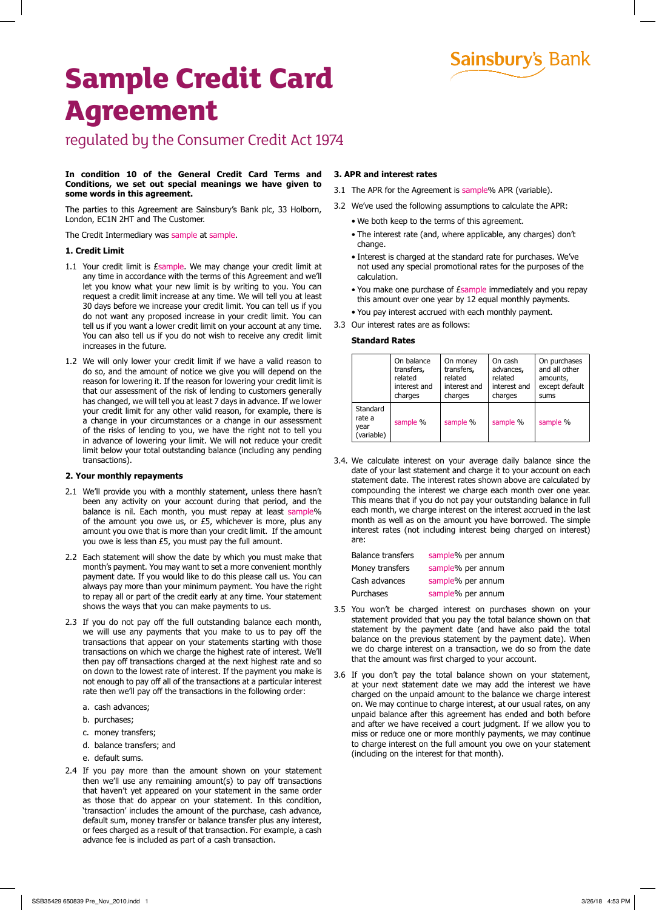Sainsbury's Bank

# Sample Credit Card Agreement

## regulated by the Consumer Credit Act 1974

**In condition 10 of the General Credit Card Terms and Conditions, we set out special meanings we have given to some words in this agreement.**

The parties to this Agreement are Sainsbury's Bank plc, 33 Holborn, London, EC1N 2HT and The Customer.

The Credit Intermediary was sample at sample.

### 1. Credit Limit

1.1 Your credit limit is £sample. We may change your credit limit at any time in accordance with the terms of this Agreement and we'll let you know what your new limit is by writing to you. You can request a credit limit increase at any time. We will tell you at least 30 days before we increase your credit limit. You can tell us if you do not want any proposed increase in your credit limit. You can tell us if you want a lower credit limit on your account at any time. You can also tell us if you do not wish to receive any credit limit increases in the future.

1.2 We will only lower your credit limit if we have a valid reason to do so, and the amount of notice we give you will depend on the reason for lowering it. If the reason for lowering your credit limit is that our assessment of the risk of lending to customers generally has changed, we will tell you at least 7 days in advance. If we lower your credit limit for any other valid reason, for example, there is a change in your circumstances or a change in our assessment of the risks of lending to you, we have the right not to tell you in advance of lowering your limit. We will not reduce your credit limit below your total outstanding balance (including any pending transactions).

### 2. Your monthly repayments

2.1 We'll provide you with a monthly statement, unless there hasn't been any activity on your account during that period, and the balance is nil. Each month, you must repay at least sample% of the amount you owe us, or £5, whichever is more, plus any amount you owe that is more than your credit limit. If the amount you owe is less than £5, you must pay the full amount.

2.2 Each statement will show the date by which you must make that month's payment. You may want to set a more convenient monthly payment date. If you would like to do this please call us. You can always pay more than your minimum payment. You have the right to repay all or part of the credit early at any time. Your statement shows the ways that you can make payments to us.

2.3 If you do not pay off the full outstanding balance each month, we will use any payments that you make to us to pay off the transactions that appear on your statements starting with those transactions on which we charge the highest rate of interest. We'll then pay off transactions charged at the next highest rate and so on down to the lowest rate of interest. If the payment you make is not enough to pay off all of the transactions at a particular interest rate then we'll pay off the transactions in the following order:

a. cash advances;
b. purchases;
c. money transfers;
d. balance transfers; and
e. default sums.

2.4 If you pay more than the amount shown on your statement then we'll use any remaining amount(s) to pay off transactions that haven't yet appeared on your statement in the same order as those that do appear on your statement. In this condition, 'transaction' includes the amount of the purchase, cash advance, default sum, money transfer or balance transfer plus any interest, or fees charged as a result of that transaction. For example, a cash advance fee is included as part of a cash transaction.

### 3. APR and interest rates

3.1 The APR for the Agreement is sample% APR (variable).

3.2 We've used the following assumptions to calculate the APR:

- We both keep to the terms of this agreement.
- The interest rate (and, where applicable, any charges) don't change.
- Interest is charged at the standard rate for purchases. We've not used any special promotional rates for the purposes of the calculation.
- You make one purchase of £sample immediately and you repay this amount over one year by 12 equal monthly payments.
- You pay interest accrued with each monthly payment.

3.3 Our interest rates are as follows:

**Standard Rates**

| | On balance transfers, related interest and charges | On money transfers, related interest and charges | On cash advances, related interest and charges | On purchases and all other amounts, except default sums |
|---|---|---|---|---|
| Standard rate a year (variable) | sample % | sample % | sample % | sample % |

3.4. We calculate interest on your average daily balance since the date of your last statement and charge it to your account on each statement date. The interest rates shown above are calculated by compounding the interest we charge each month over one year. This means that if you do not pay your outstanding balance in full each month, we charge interest on the interest accrued in the last month as well as on the amount you have borrowed. The simple interest rates (not including interest being charged on interest) are:

| | |
|---|---|
| Balance transfers | sample% per annum |
| Money transfers | sample% per annum |
| Cash advances | sample% per annum |
| Purchases | sample% per annum |

3.5 You won't be charged interest on purchases shown on your statement provided that you pay the total balance shown on that statement by the payment date (and have also paid the total balance on the previous statement by the payment date). When we do charge interest on a transaction, we do so from the date that the amount was first charged to your account.

3.6 If you don't pay the total balance shown on your statement, at your next statement date we may add the interest we have charged on the unpaid amount to the balance we charge interest on. We may continue to charge interest, at our usual rates, on any unpaid balance after this agreement has ended and both before and after we have received a court judgment. If we allow you to miss or reduce one or more monthly payments, we may continue to charge interest on the full amount you owe on your statement (including on the interest for that month).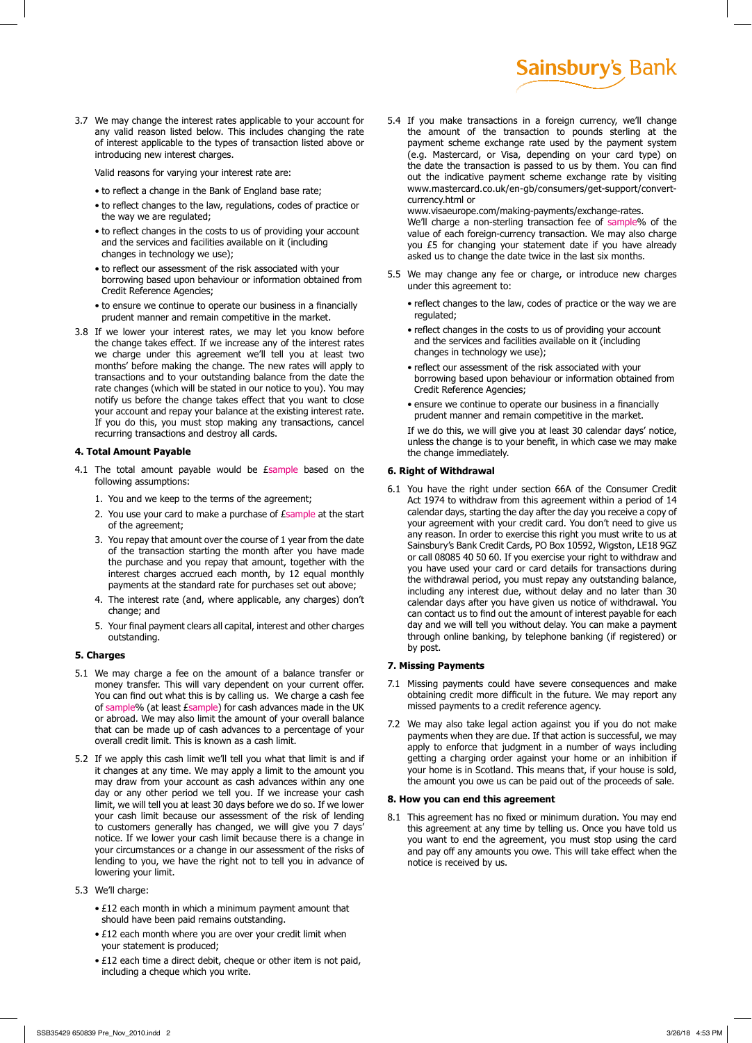3.7 We may change the interest rates applicable to your account for any valid reason listed below. This includes changing the rate of interest applicable to the types of transaction listed above or introducing new interest charges.

Valid reasons for varying your interest rate are:

- to reflect a change in the Bank of England base rate;
- to reflect changes to the law, regulations, codes of practice or the way we are regulated;
- to reflect changes in the costs to us of providing your account and the services and facilities available on it (including changes in technology we use);
- to reflect our assessment of the risk associated with your borrowing based upon behaviour or information obtained from Credit Reference Agencies;
- to ensure we continue to operate our business in a financially prudent manner and remain competitive in the market.

3.8 If we lower your interest rates, we may let you know before the change takes effect. If we increase any of the interest rates we charge under this agreement we'll tell you at least two months' before making the change. The new rates will apply to transactions and to your outstanding balance from the date the rate changes (which will be stated in our notice to you). You may notify us before the change takes effect that you want to close your account and repay your balance at the existing interest rate. If you do this, you must stop making any transactions, cancel recurring transactions and destroy all cards.

#### 4. Total Amount Payable

4.1 The total amount payable would be £sample based on the following assumptions:

1. You and we keep to the terms of the agreement;
2. You use your card to make a purchase of £sample at the start of the agreement;
3. You repay that amount over the course of 1 year from the date of the transaction starting the month after you have made the purchase and you repay that amount, together with the interest charges accrued each month, by 12 equal monthly payments at the standard rate for purchases set out above;
4. The interest rate (and, where applicable, any charges) don't change; and
5. Your final payment clears all capital, interest and other charges outstanding.

#### 5. Charges

5.1 We may charge a fee on the amount of a balance transfer or money transfer. This will vary dependent on your current offer. You can find out what this is by calling us. We charge a cash fee of sample% (at least £sample) for cash advances made in the UK or abroad. We may also limit the amount of your overall balance that can be made up of cash advances to a percentage of your overall credit limit. This is known as a cash limit.

5.2 If we apply this cash limit we'll tell you what that limit is and if it changes at any time. We may apply a limit to the amount you may draw from your account as cash advances within any one day or any other period we tell you. If we increase your cash limit, we will tell you at least 30 days before we do so. If we lower your cash limit because our assessment of the risk of lending to customers generally has changed, we will give you 7 days' notice. If we lower your cash limit because there is a change in your circumstances or a change in our assessment of the risks of lending to you, we have the right not to tell you in advance of lowering your limit.

5.3 We'll charge:

- £12 each month in which a minimum payment amount that should have been paid remains outstanding.
- £12 each month where you are over your credit limit when your statement is produced;
- £12 each time a direct debit, cheque or other item is not paid, including a cheque which you write.

5.4 If you make transactions in a foreign currency, we'll change the amount of the transaction to pounds sterling at the payment scheme exchange rate used by the payment system (e.g. Mastercard, or Visa, depending on your card type) on the date the transaction is passed to us by them. You can find out the indicative payment scheme exchange rate by visiting www.mastercard.co.uk/en-gb/consumers/get-support/convert-currency.html or www.visaeurope.com/making-payments/exchange-rates. We'll charge a non-sterling transaction fee of sample% of the value of each foreign-currency transaction. We may also charge you £5 for changing your statement date if you have already asked us to change the date twice in the last six months.

5.5 We may change any fee or charge, or introduce new charges under this agreement to:

- reflect changes to the law, codes of practice or the way we are regulated;
- reflect changes in the costs to us of providing your account and the services and facilities available on it (including changes in technology we use);
- reflect our assessment of the risk associated with your borrowing based upon behaviour or information obtained from Credit Reference Agencies;
- ensure we continue to operate our business in a financially prudent manner and remain competitive in the market.

If we do this, we will give you at least 30 calendar days' notice, unless the change is to your benefit, in which case we may make the change immediately.

#### 6. Right of Withdrawal

6.1 You have the right under section 66A of the Consumer Credit Act 1974 to withdraw from this agreement within a period of 14 calendar days, starting the day after the day you receive a copy of your agreement with your credit card. You don't need to give us any reason. In order to exercise this right you must write to us at Sainsbury's Bank Credit Cards, PO Box 10592, Wigston, LE18 9GZ or call 08085 40 50 60. If you exercise your right to withdraw and you have used your card or card details for transactions during the withdrawal period, you must repay any outstanding balance, including any interest due, without delay and no later than 30 calendar days after you have given us notice of withdrawal. You can contact us to find out the amount of interest payable for each day and we will tell you without delay. You can make a payment through online banking, by telephone banking (if registered) or by post.

#### 7. Missing Payments

7.1 Missing payments could have severe consequences and make obtaining credit more difficult in the future. We may report any missed payments to a credit reference agency.

7.2 We may also take legal action against you if you do not make payments when they are due. If that action is successful, we may apply to enforce that judgment in a number of ways including getting a charging order against your home or an inhibition if your home is in Scotland. This means that, if your house is sold, the amount you owe us can be paid out of the proceeds of sale.

#### 8. How you can end this agreement

8.1 This agreement has no fixed or minimum duration. You may end this agreement at any time by telling us. Once you have told us you want to end the agreement, you must stop using the card and pay off any amounts you owe. This will take effect when the notice is received by us.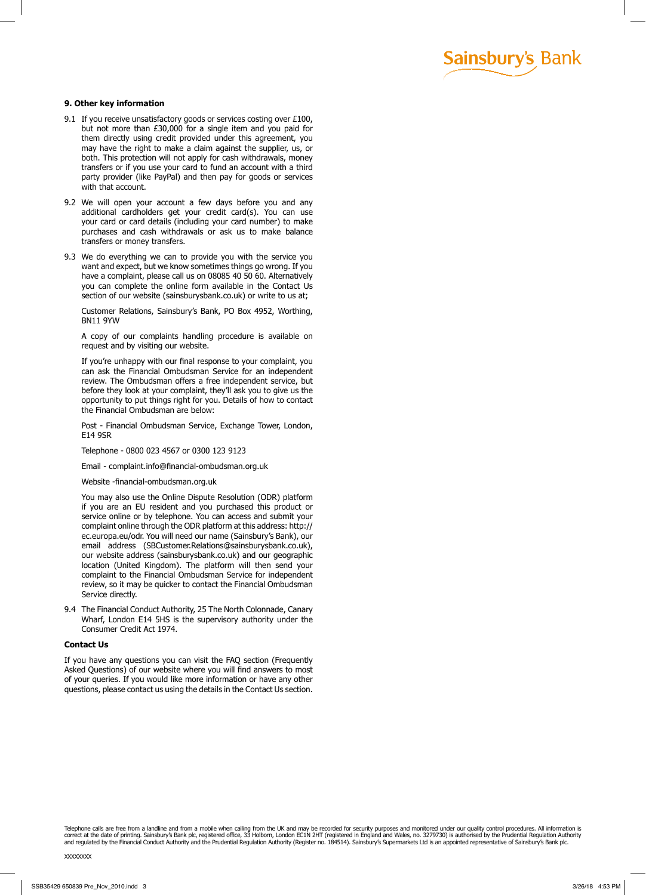## 9. Other key information

9.1 If you receive unsatisfactory goods or services costing over £100, but not more than £30,000 for a single item and you paid for them directly using credit provided under this agreement, you may have the right to make a claim against the supplier, us, or both. This protection will not apply for cash withdrawals, money transfers or if you use your card to fund an account with a third party provider (like PayPal) and then pay for goods or services with that account.

9.2 We will open your account a few days before you and any additional cardholders get your credit card(s). You can use your card or card details (including your card number) to make purchases and cash withdrawals or ask us to make balance transfers or money transfers.

9.3 We do everything we can to provide you with the service you want and expect, but we know sometimes things go wrong. If you have a complaint, please call us on 08085 40 50 60. Alternatively you can complete the online form available in the Contact Us section of our website (sainsburysbank.co.uk) or write to us at;

Customer Relations, Sainsbury's Bank, PO Box 4952, Worthing, BN11 9YW

A copy of our complaints handling procedure is available on request and by visiting our website.

If you're unhappy with our final response to your complaint, you can ask the Financial Ombudsman Service for an independent review. The Ombudsman offers a free independent service, but before they look at your complaint, they'll ask you to give us the opportunity to put things right for you. Details of how to contact the Financial Ombudsman are below:

Post - Financial Ombudsman Service, Exchange Tower, London, E14 9SR

Telephone - 0800 023 4567 or 0300 123 9123

Email - complaint.info@financial-ombudsman.org.uk

Website -financial-ombudsman.org.uk

You may also use the Online Dispute Resolution (ODR) platform if you are an EU resident and you purchased this product or service online or by telephone. You can access and submit your complaint online through the ODR platform at this address: http://ec.europa.eu/odr. You will need our name (Sainsbury's Bank), our email address (SBCustomer.Relations@sainsburysbank.co.uk), our website address (sainsburysbank.co.uk) and our geographic location (United Kingdom). The platform will then send your complaint to the Financial Ombudsman Service for independent review, so it may be quicker to contact the Financial Ombudsman Service directly.

9.4 The Financial Conduct Authority, 25 The North Colonnade, Canary Wharf, London E14 5HS is the supervisory authority under the Consumer Credit Act 1974.

**Contact Us**

If you have any questions you can visit the FAQ section (Frequently Asked Questions) of our website where you will find answers to most of your queries. If you would like more information or have any other questions, please contact us using the details in the Contact Us section.

Telephone calls are free from a landline and from a mobile when calling from the UK and may be recorded for security purposes and monitored under our quality control procedures. All information is correct at the date of printing. Sainsbury's Bank plc, registered office, 33 Holborn, London EC1N 2HT (registered in England and Wales, no. 3279730) is authorised by the Prudential Regulation Authority and regulated by the Financial Conduct Authority and the Prudential Regulation Authority (Register no. 184514). Sainsbury's Supermarkets Ltd is an appointed representative of Sainsbury's Bank plc.

XXXXXXXX